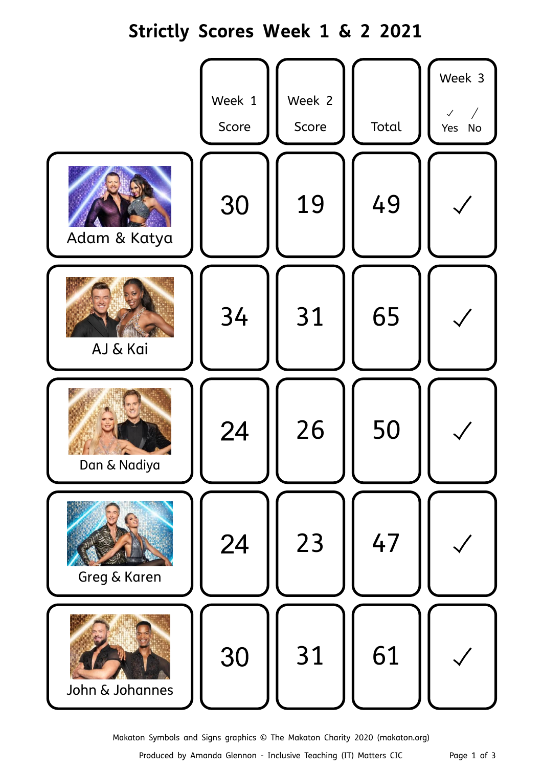# Strictly Scores Week 1 & 2 2021

| | Week 1 Score | Week 2 Score | Total | Week 3 ✓ Yes / No |
|---|---|---|---|---|
| Adam & Katya | 30 | 19 | 49 | ✓ |
| AJ & Kai | 34 | 31 | 65 | ✓ |
| Dan & Nadiya | 24 | 26 | 50 | ✓ |
| Greg & Karen | 24 | 23 | 47 | ✓ |
| John & Johannes | 30 | 31 | 61 | ✓ |

Makaton Symbols and Signs graphics © The Makaton Charity 2020 (makaton.org)

Produced by Amanda Glennon - Inclusive Teaching (IT) Matters CIC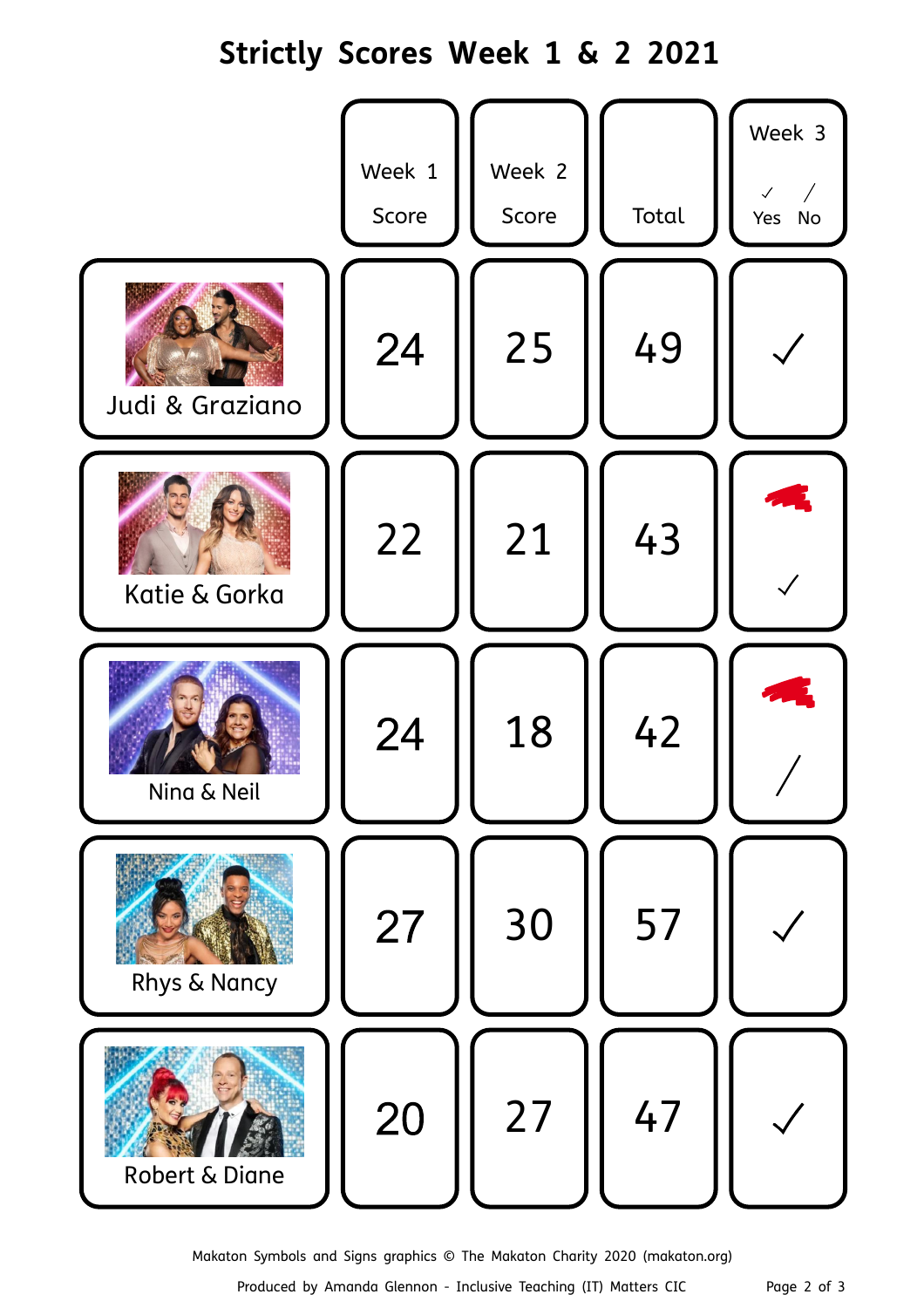# Strictly Scores Week 1 & 2 2021

| | Week 1 Score | Week 2 Score | Total | Week 3 ✓ Yes / No |
|---|---|---|---|---|
| Judi & Graziano | 24 | 25 | 49 | ✓ |
| Katie & Gorka | 22 | 21 | 43 | ✓ |
| Nina & Neil | 24 | 18 | 42 | / |
| Rhys & Nancy | 27 | 30 | 57 | ✓ |
| Robert & Diane | 20 | 27 | 47 | ✓ |

Makaton Symbols and Signs graphics © The Makaton Charity 2020 (makaton.org)

Produced by Amanda Glennon - Inclusive Teaching (IT) Matters CIC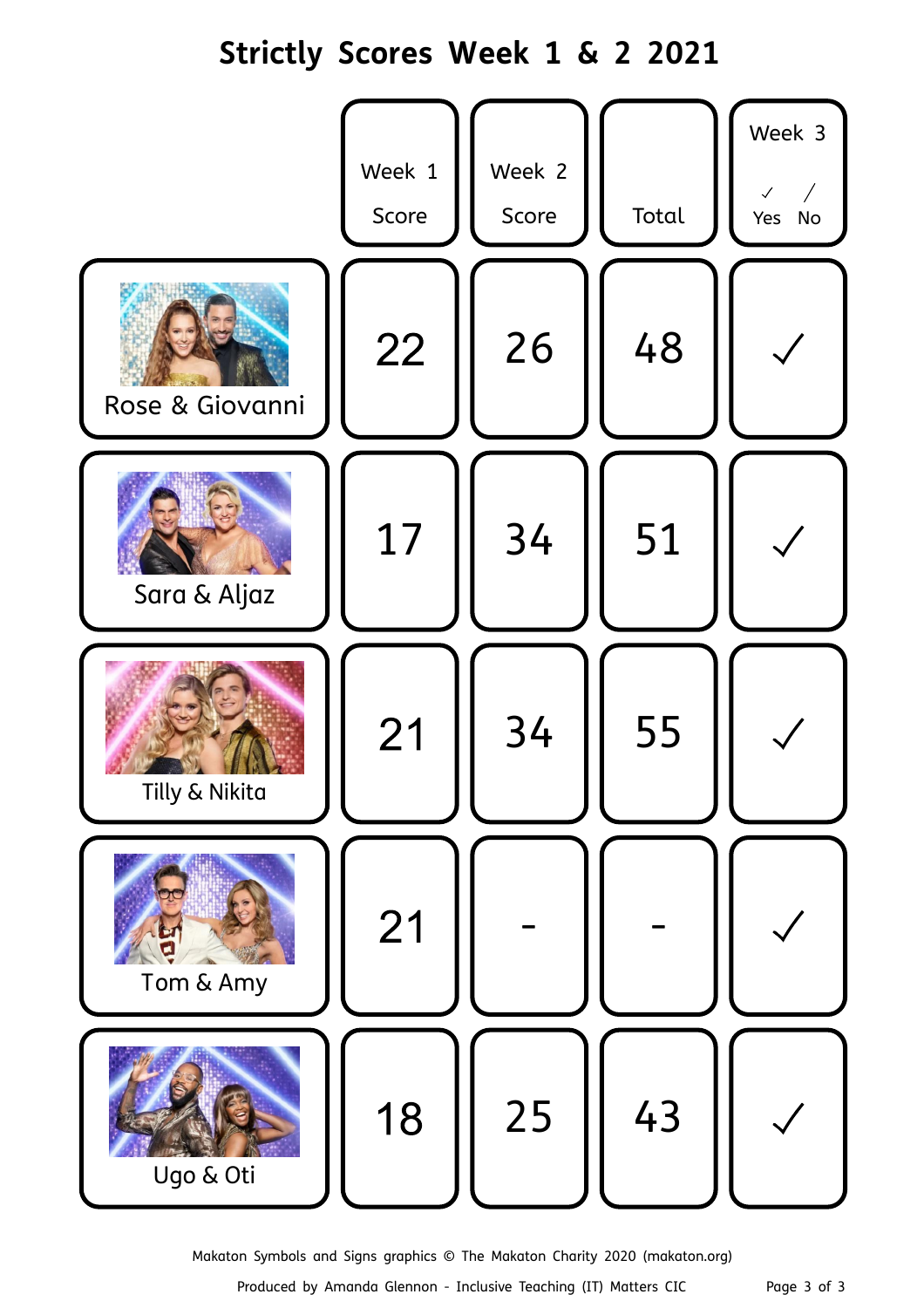# Strictly Scores Week 1 & 2 2021

| | Week 1 Score | Week 2 Score | Total | Week 3 ✓ Yes / No |
|---|---|---|---|---|
| Rose & Giovanni | 22 | 26 | 48 | ✓ |
| Sara & Aljaz | 17 | 34 | 51 | ✓ |
| Tilly & Nikita | 21 | 34 | 55 | ✓ |
| Tom & Amy | 21 | - | - | ✓ |
| Ugo & Oti | 18 | 25 | 43 | ✓ |

Makaton Symbols and Signs graphics © The Makaton Charity 2020 (makaton.org)

Produced by Amanda Glennon - Inclusive Teaching (IT) Matters CIC